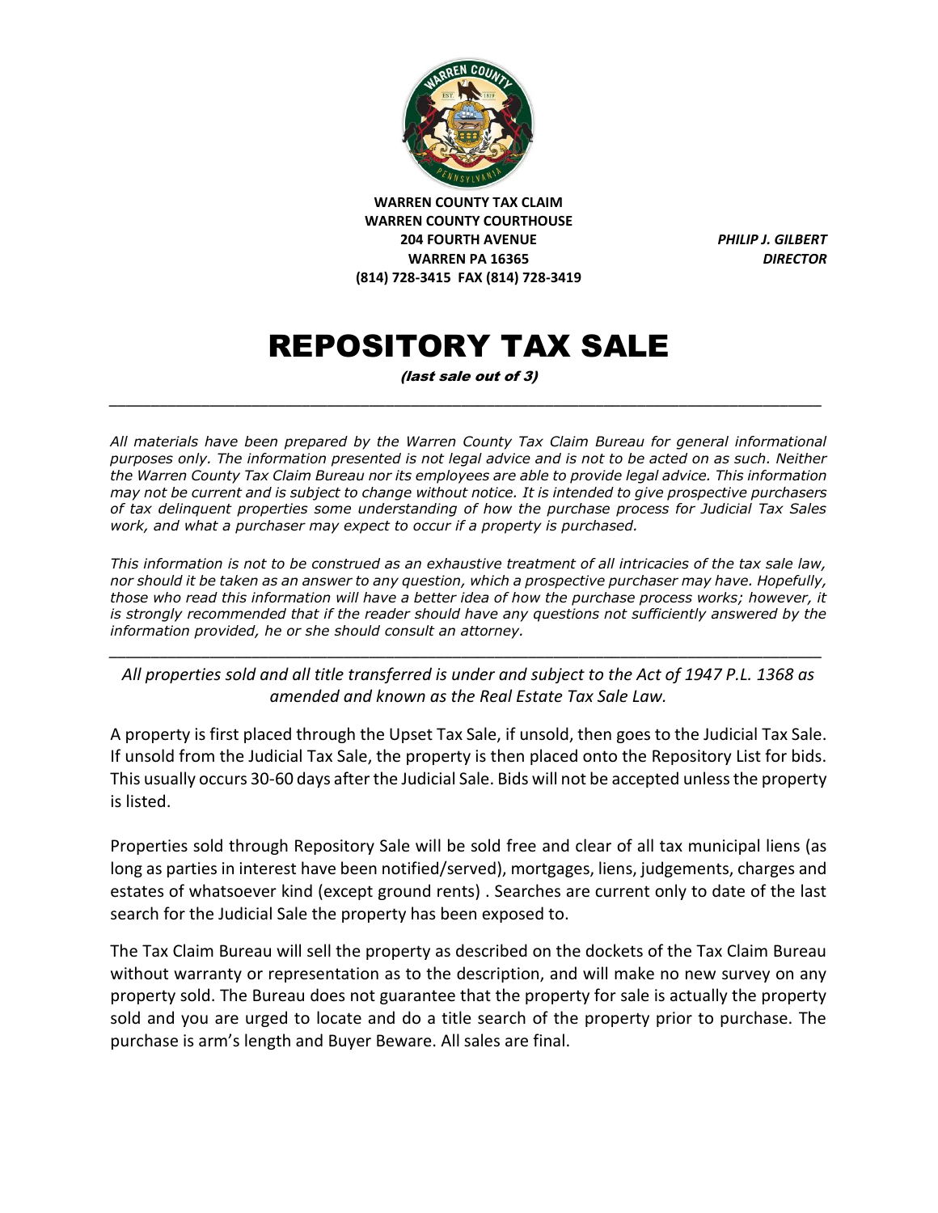**WARREN COUNTY TAX CLAIM**
**WARREN COUNTY COURTHOUSE**
**204 FOURTH AVENUE**
**WARREN PA 16365**
**(814) 728-3415 FAX (814) 728-3419**

***PHILIP J. GILBERT***
***DIRECTOR***

# REPOSITORY TAX SALE

*(last sale out of 3)*

---

*All materials have been prepared by the Warren County Tax Claim Bureau for general informational purposes only. The information presented is not legal advice and is not to be acted on as such. Neither the Warren County Tax Claim Bureau nor its employees are able to provide legal advice. This information may not be current and is subject to change without notice. It is intended to give prospective purchasers of tax delinquent properties some understanding of how the purchase process for Judicial Tax Sales work, and what a purchaser may expect to occur if a property is purchased.*

*This information is not to be construed as an exhaustive treatment of all intricacies of the tax sale law, nor should it be taken as an answer to any question, which a prospective purchaser may have. Hopefully, those who read this information will have a better idea of how the purchase process works; however, it is strongly recommended that if the reader should have any questions not sufficiently answered by the information provided, he or she should consult an attorney.*

---

*All properties sold and all title transferred is under and subject to the Act of 1947 P.L. 1368 as amended and known as the Real Estate Tax Sale Law.*

A property is first placed through the Upset Tax Sale, if unsold, then goes to the Judicial Tax Sale. If unsold from the Judicial Tax Sale, the property is then placed onto the Repository List for bids. This usually occurs 30-60 days after the Judicial Sale. Bids will not be accepted unless the property is listed.

Properties sold through Repository Sale will be sold free and clear of all tax municipal liens (as long as parties in interest have been notified/served), mortgages, liens, judgements, charges and estates of whatsoever kind (except ground rents) . Searches are current only to date of the last search for the Judicial Sale the property has been exposed to.

The Tax Claim Bureau will sell the property as described on the dockets of the Tax Claim Bureau without warranty or representation as to the description, and will make no new survey on any property sold. The Bureau does not guarantee that the property for sale is actually the property sold and you are urged to locate and do a title search of the property prior to purchase. The purchase is arm's length and Buyer Beware. All sales are final.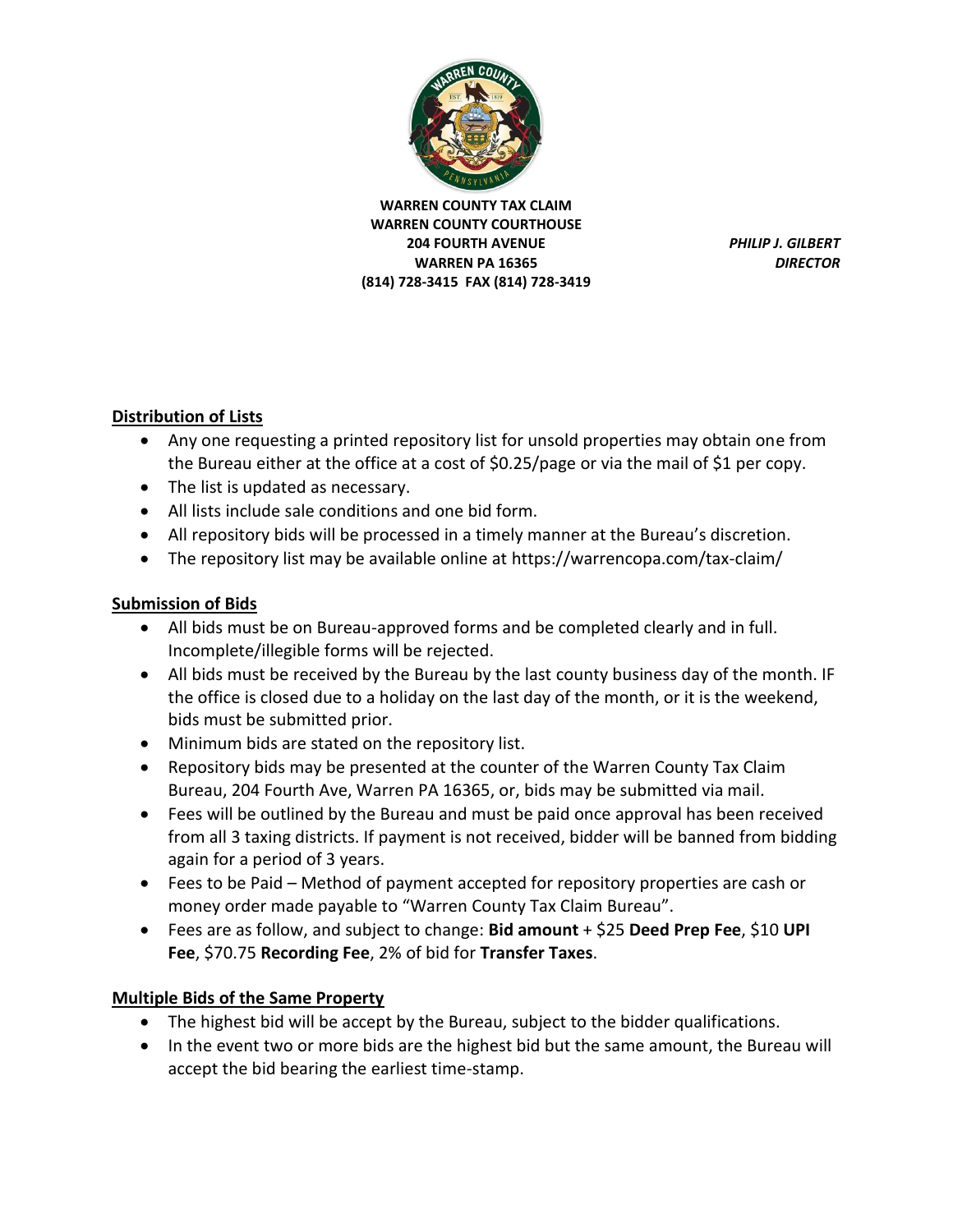**WARREN COUNTY TAX CLAIM**
**WARREN COUNTY COURTHOUSE**
**204 FOURTH AVENUE**
**WARREN PA 16365**
**(814) 728-3415 FAX (814) 728-3419**

***PHILIP J. GILBERT***
***DIRECTOR***

## Distribution of Lists

- Any one requesting a printed repository list for unsold properties may obtain one from the Bureau either at the office at a cost of $0.25/page or via the mail of $1 per copy.
- The list is updated as necessary.
- All lists include sale conditions and one bid form.
- All repository bids will be processed in a timely manner at the Bureau's discretion.
- The repository list may be available online at https://warrencopa.com/tax-claim/

## Submission of Bids

- All bids must be on Bureau-approved forms and be completed clearly and in full. Incomplete/illegible forms will be rejected.
- All bids must be received by the Bureau by the last county business day of the month. IF the office is closed due to a holiday on the last day of the month, or it is the weekend, bids must be submitted prior.
- Minimum bids are stated on the repository list.
- Repository bids may be presented at the counter of the Warren County Tax Claim Bureau, 204 Fourth Ave, Warren PA 16365, or, bids may be submitted via mail.
- Fees will be outlined by the Bureau and must be paid once approval has been received from all 3 taxing districts. If payment is not received, bidder will be banned from bidding again for a period of 3 years.
- Fees to be Paid – Method of payment accepted for repository properties are cash or money order made payable to "Warren County Tax Claim Bureau".
- Fees are as follow, and subject to change: **Bid amount** + $25 **Deed Prep Fee**, $10 **UPI Fee**, $70.75 **Recording Fee**, 2% of bid for **Transfer Taxes**.

## Multiple Bids of the Same Property

- The highest bid will be accept by the Bureau, subject to the bidder qualifications.
- In the event two or more bids are the highest bid but the same amount, the Bureau will accept the bid bearing the earliest time-stamp.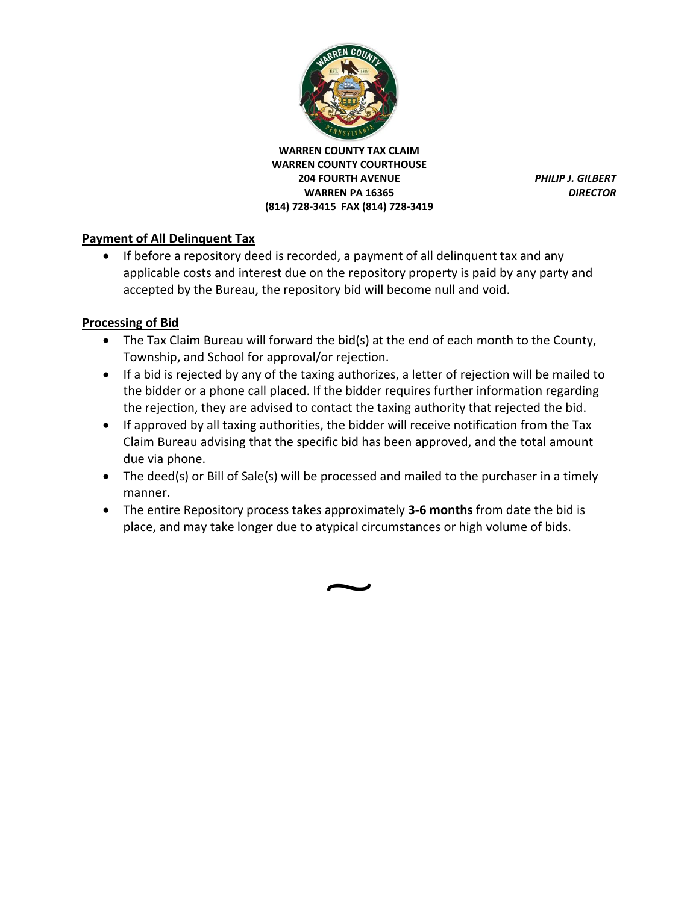**WARREN COUNTY TAX CLAIM**
**WARREN COUNTY COURTHOUSE**
**204 FOURTH AVENUE**
**WARREN PA 16365**
**(814) 728-3415 FAX (814) 728-3419**

***PHILIP J. GILBERT***
***DIRECTOR***

## Payment of All Delinquent Tax

- If before a repository deed is recorded, a payment of all delinquent tax and any applicable costs and interest due on the repository property is paid by any party and accepted by the Bureau, the repository bid will become null and void.

## Processing of Bid

- The Tax Claim Bureau will forward the bid(s) at the end of each month to the County, Township, and School for approval/or rejection.
- If a bid is rejected by any of the taxing authorizes, a letter of rejection will be mailed to the bidder or a phone call placed. If the bidder requires further information regarding the rejection, they are advised to contact the taxing authority that rejected the bid.
- If approved by all taxing authorities, the bidder will receive notification from the Tax Claim Bureau advising that the specific bid has been approved, and the total amount due via phone.
- The deed(s) or Bill of Sale(s) will be processed and mailed to the purchaser in a timely manner.
- The entire Repository process takes approximately **3-6 months** from date the bid is place, and may take longer due to atypical circumstances or high volume of bids.

~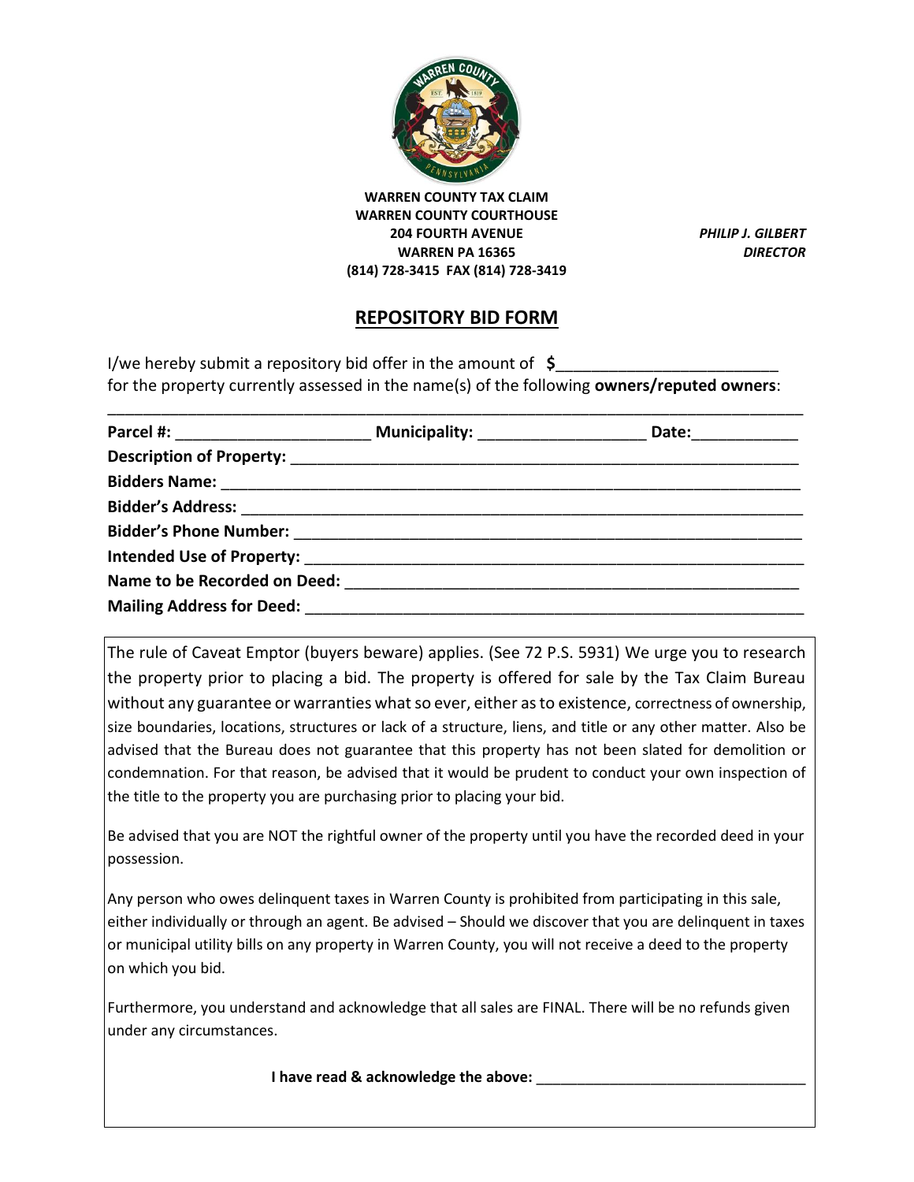**WARREN COUNTY TAX CLAIM**
**WARREN COUNTY COURTHOUSE**
**204 FOURTH AVENUE**
**WARREN PA 16365**
**(814) 728-3415 FAX (814) 728-3419**

***PHILIP J. GILBERT***
***DIRECTOR***

## REPOSITORY BID FORM

I/we hereby submit a repository bid offer in the amount of **$**________________________
for the property currently assessed in the name(s) of the following **owners/reputed owners**:

______________________________________________________________________________

**Parcel #:** ______________________ **Municipality:** ___________________ **Date:**____________

**Description of Property:** ___________________________________________________________

**Bidders Name:** _________________________________________________________________

**Bidder's Address:** _______________________________________________________________

**Bidder's Phone Number:** __________________________________________________________

**Intended Use of Property:** _________________________________________________________

**Name to be Recorded on Deed:** ____________________________________________________

**Mailing Address for Deed:** _______________________________________________________

The rule of Caveat Emptor (buyers beware) applies. (See 72 P.S. 5931) We urge you to research the property prior to placing a bid. The property is offered for sale by the Tax Claim Bureau without any guarantee or warranties what so ever, either as to existence, correctness of ownership, size boundaries, locations, structures or lack of a structure, liens, and title or any other matter. Also be advised that the Bureau does not guarantee that this property has not been slated for demolition or condemnation. For that reason, be advised that it would be prudent to conduct your own inspection of the title to the property you are purchasing prior to placing your bid.

Be advised that you are NOT the rightful owner of the property until you have the recorded deed in your possession.

Any person who owes delinquent taxes in Warren County is prohibited from participating in this sale, either individually or through an agent. Be advised – Should we discover that you are delinquent in taxes or municipal utility bills on any property in Warren County, you will not receive a deed to the property on which you bid.

Furthermore, you understand and acknowledge that all sales are FINAL. There will be no refunds given under any circumstances.

**I have read & acknowledge the above:** _________________________________